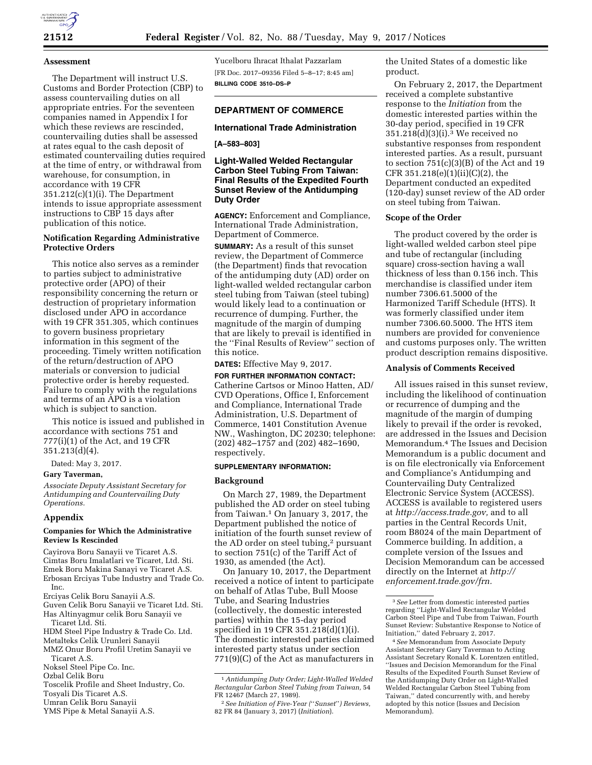### Assessment

The Department will instruct U.S. Customs and Border Protection (CBP) to assess countervailing duties on all appropriate entries. For the seventeen companies named in Appendix I for which these reviews are rescinded, countervailing duties shall be assessed at rates equal to the cash deposit of estimated countervailing duties required at the time of entry, or withdrawal from warehouse, for consumption, in accordance with 19 CFR 351.212(c)(1)(i). The Department intends to issue appropriate assessment instructions to CBP 15 days after publication of this notice.

### Notification Regarding Administrative Protective Orders

This notice also serves as a reminder to parties subject to administrative protective order (APO) of their responsibility concerning the return or destruction of proprietary information disclosed under APO in accordance with 19 CFR 351.305, which continues to govern business proprietary information in this segment of the proceeding. Timely written notification of the return/destruction of APO materials or conversion to judicial protective order is hereby requested. Failure to comply with the regulations and terms of an APO is a violation which is subject to sanction.

This notice is issued and published in accordance with sections 751 and 777(i)(1) of the Act, and 19 CFR 351.213(d)(4).

Dated: May 3, 2017.

**Gary Taverman,**

*Associate Deputy Assistant Secretary for Antidumping and Countervailing Duty Operations.*

### Appendix

#### Companies for Which the Administrative Review Is Rescinded

Cayirova Boru Sanayii ve Ticaret A.S.
Cimtas Boru Imalatlari ve Ticaret, Ltd. Sti.
Emek Boru Makina Sanayi ve Ticaret A.S.
Erbosan Erciyas Tube Industry and Trade Co. Inc.
Erciyas Celik Boru Sanayii A.S.
Guven Celik Boru Sanayii ve Ticaret Ltd. Sti.
Has Altinyagmur celik Boru Sanayii ve Ticaret Ltd. Sti.
HDM Steel Pipe Industry & Trade Co. Ltd.
Metalteks Celik Urunleri Sanayii
MMZ Onur Boru Profil Uretim Sanayii ve Ticaret A.S.
Noksel Steel Pipe Co. Inc.
Ozbal Celik Boru
Toscelik Profile and Sheet Industry, Co.
Tosyali Dis Ticaret A.S.
Umran Celik Boru Sanayii
YMS Pipe & Metal Sanayii A.S.
Yucelboru Ihracat Ithalat Pazzarlam

[FR Doc. 2017–09356 Filed 5–8–17; 8:45 am]

**BILLING CODE 3510–DS–P**

## DEPARTMENT OF COMMERCE

### International Trade Administration

**[A–583–803]**

### Light-Walled Welded Rectangular Carbon Steel Tubing From Taiwan: Final Results of the Expedited Fourth Sunset Review of the Antidumping Duty Order

**AGENCY:** Enforcement and Compliance, International Trade Administration, Department of Commerce.

**SUMMARY:** As a result of this sunset review, the Department of Commerce (the Department) finds that revocation of the antidumping duty (AD) order on light-walled welded rectangular carbon steel tubing from Taiwan (steel tubing) would likely lead to a continuation or recurrence of dumping. Further, the magnitude of the margin of dumping that are likely to prevail is identified in the ''Final Results of Review'' section of this notice.

**DATES:** Effective May 9, 2017.

**FOR FURTHER INFORMATION CONTACT:** Catherine Cartsos or Minoo Hatten, AD/CVD Operations, Office I, Enforcement and Compliance, International Trade Administration, U.S. Department of Commerce, 1401 Constitution Avenue NW., Washington, DC 20230; telephone: (202) 482–1757 and (202) 482–1690, respectively.

**SUPPLEMENTARY INFORMATION:**

### Background

On March 27, 1989, the Department published the AD order on steel tubing from Taiwan.[1] On January 3, 2017, the Department published the notice of initiation of the fourth sunset review of the AD order on steel tubing,[2] pursuant to section 751(c) of the Tariff Act of 1930, as amended (the Act).

On January 10, 2017, the Department received a notice of intent to participate on behalf of Atlas Tube, Bull Moose Tube, and Searing Industries (collectively, the domestic interested parties) within the 15-day period specified in 19 CFR 351.218(d)(1)(i). The domestic interested parties claimed interested party status under section 771(9)(C) of the Act as manufacturers in the United States of a domestic like product.

On February 2, 2017, the Department received a complete substantive response to the *Initiation* from the domestic interested parties within the 30-day period, specified in 19 CFR 351.218(d)(3)(i).[3] We received no substantive responses from respondent interested parties. As a result, pursuant to section 751(c)(3)(B) of the Act and 19 CFR 351.218(e)(1)(ii)(C)(2), the Department conducted an expedited (120-day) sunset review of the AD order on steel tubing from Taiwan.

### Scope of the Order

The product covered by the order is light-walled welded carbon steel pipe and tube of rectangular (including square) cross-section having a wall thickness of less than 0.156 inch. This merchandise is classified under item number 7306.61.5000 of the Harmonized Tariff Schedule (HTS). It was formerly classified under item number 7306.60.5000. The HTS item numbers are provided for convenience and customs purposes only. The written product description remains dispositive.

### Analysis of Comments Received

All issues raised in this sunset review, including the likelihood of continuation or recurrence of dumping and the magnitude of the margin of dumping likely to prevail if the order is revoked, are addressed in the Issues and Decision Memorandum.[4] The Issues and Decision Memorandum is a public document and is on file electronically via Enforcement and Compliance's Antidumping and Countervailing Duty Centralized Electronic Service System (ACCESS). ACCESS is available to registered users at *http://access.trade.gov,* and to all parties in the Central Records Unit, room B8024 of the main Department of Commerce building. In addition, a complete version of the Issues and Decision Memorandum can be accessed directly on the Internet at *http://enforcement.trade.gov/frn.*

---

[1] *Antidumping Duty Order; Light-Walled Welded Rectangular Carbon Steel Tubing from Taiwan,* 54 FR 12467 (March 27, 1989).

[2] *See Initiation of Five-Year (''Sunset'') Reviews,* 82 FR 84 (January 3, 2017) (*Initiation*).

[3] *See* Letter from domestic interested parties regarding ''Light-Walled Rectangular Welded Carbon Steel Pipe and Tube from Taiwan, Fourth Sunset Review: Substantive Response to Notice of Initiation,'' dated February 2, 2017.

[4] *See* Memorandum from Associate Deputy Assistant Secretary Gary Taverman to Acting Assistant Secretary Ronald K. Lorentzen entitled, ''Issues and Decision Memorandum for the Final Results of the Expedited Fourth Sunset Review of the Antidumping Duty Order on Light-Walled Welded Rectangular Carbon Steel Tubing from Taiwan,'' dated concurrently with, and hereby adopted by this notice (Issues and Decision Memorandum).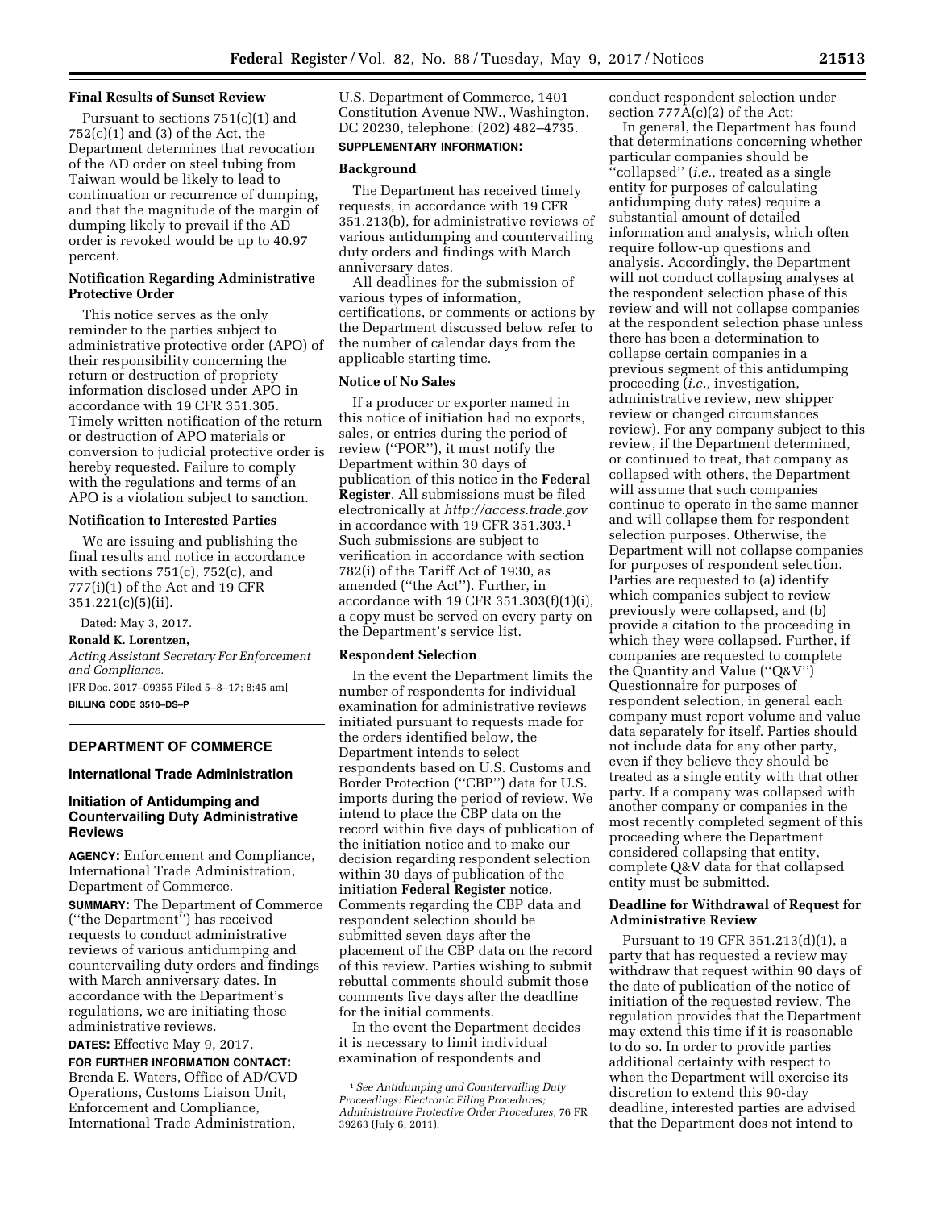**Final Results of Sunset Review**

Pursuant to sections 751(c)(1) and 752(c)(1) and (3) of the Act, the Department determines that revocation of the AD order on steel tubing from Taiwan would be likely to lead to continuation or recurrence of dumping, and that the magnitude of the margin of dumping likely to prevail if the AD order is revoked would be up to 40.97 percent.

**Notification Regarding Administrative Protective Order**

This notice serves as the only reminder to the parties subject to administrative protective order (APO) of their responsibility concerning the return or destruction of propriety information disclosed under APO in accordance with 19 CFR 351.305. Timely written notification of the return or destruction of APO materials or conversion to judicial protective order is hereby requested. Failure to comply with the regulations and terms of an APO is a violation subject to sanction.

**Notification to Interested Parties**

We are issuing and publishing the final results and notice in accordance with sections 751(c), 752(c), and 777(i)(1) of the Act and 19 CFR 351.221(c)(5)(ii).

Dated: May 3, 2017.

**Ronald K. Lorentzen,**

*Acting Assistant Secretary For Enforcement and Compliance.*

[FR Doc. 2017–09355 Filed 5–8–17; 8:45 am]

**BILLING CODE 3510–DS–P**

## DEPARTMENT OF COMMERCE

### International Trade Administration

### Initiation of Antidumping and Countervailing Duty Administrative Reviews

**AGENCY:** Enforcement and Compliance, International Trade Administration, Department of Commerce.

**SUMMARY:** The Department of Commerce (''the Department'') has received requests to conduct administrative reviews of various antidumping and countervailing duty orders and findings with March anniversary dates. In accordance with the Department's regulations, we are initiating those administrative reviews.

**DATES:** Effective May 9, 2017.

**FOR FURTHER INFORMATION CONTACT:** Brenda E. Waters, Office of AD/CVD Operations, Customs Liaison Unit, Enforcement and Compliance, International Trade Administration, U.S. Department of Commerce, 1401 Constitution Avenue NW., Washington, DC 20230, telephone: (202) 482–4735.

**SUPPLEMENTARY INFORMATION:**

**Background**

The Department has received timely requests, in accordance with 19 CFR 351.213(b), for administrative reviews of various antidumping and countervailing duty orders and findings with March anniversary dates.

All deadlines for the submission of various types of information, certifications, or comments or actions by the Department discussed below refer to the number of calendar days from the applicable starting time.

**Notice of No Sales**

If a producer or exporter named in this notice of initiation had no exports, sales, or entries during the period of review (''POR''), it must notify the Department within 30 days of publication of this notice in the **Federal Register**. All submissions must be filed electronically at *http://access.trade.gov* in accordance with 19 CFR 351.303.[1] Such submissions are subject to verification in accordance with section 782(i) of the Tariff Act of 1930, as amended (''the Act''). Further, in accordance with 19 CFR 351.303(f)(1)(i), a copy must be served on every party on the Department's service list.

**Respondent Selection**

In the event the Department limits the number of respondents for individual examination for administrative reviews initiated pursuant to requests made for the orders identified below, the Department intends to select respondents based on U.S. Customs and Border Protection (''CBP'') data for U.S. imports during the period of review. We intend to place the CBP data on the record within five days of publication of the initiation notice and to make our decision regarding respondent selection within 30 days of publication of the initiation **Federal Register** notice. Comments regarding the CBP data and respondent selection should be submitted seven days after the placement of the CBP data on the record of this review. Parties wishing to submit rebuttal comments should submit those comments five days after the deadline for the initial comments.

In the event the Department decides it is necessary to limit individual examination of respondents and conduct respondent selection under section 777A(c)(2) of the Act:

In general, the Department has found that determinations concerning whether particular companies should be ''collapsed'' (*i.e.,* treated as a single entity for purposes of calculating antidumping duty rates) require a substantial amount of detailed information and analysis, which often require follow-up questions and analysis. Accordingly, the Department will not conduct collapsing analyses at the respondent selection phase of this review and will not collapse companies at the respondent selection phase unless there has been a determination to collapse certain companies in a previous segment of this antidumping proceeding (*i.e.,* investigation, administrative review, new shipper review or changed circumstances review). For any company subject to this review, if the Department determined, or continued to treat, that company as collapsed with others, the Department will assume that such companies continue to operate in the same manner and will collapse them for respondent selection purposes. Otherwise, the Department will not collapse companies for purposes of respondent selection. Parties are requested to (a) identify which companies subject to review previously were collapsed, and (b) provide a citation to the proceeding in which they were collapsed. Further, if companies are requested to complete the Quantity and Value (''Q&V'') Questionnaire for purposes of respondent selection, in general each company must report volume and value data separately for itself. Parties should not include data for any other party, even if they believe they should be treated as a single entity with that other party. If a company was collapsed with another company or companies in the most recently completed segment of this proceeding where the Department considered collapsing that entity, complete Q&V data for that collapsed entity must be submitted.

**Deadline for Withdrawal of Request for Administrative Review**

Pursuant to 19 CFR 351.213(d)(1), a party that has requested a review may withdraw that request within 90 days of the date of publication of the notice of initiation of the requested review. The regulation provides that the Department may extend this time if it is reasonable to do so. In order to provide parties additional certainty with respect to when the Department will exercise its discretion to extend this 90-day deadline, interested parties are advised that the Department does not intend to

[1] *See Antidumping and Countervailing Duty Proceedings: Electronic Filing Procedures; Administrative Protective Order Procedures,* 76 FR 39263 (July 6, 2011).